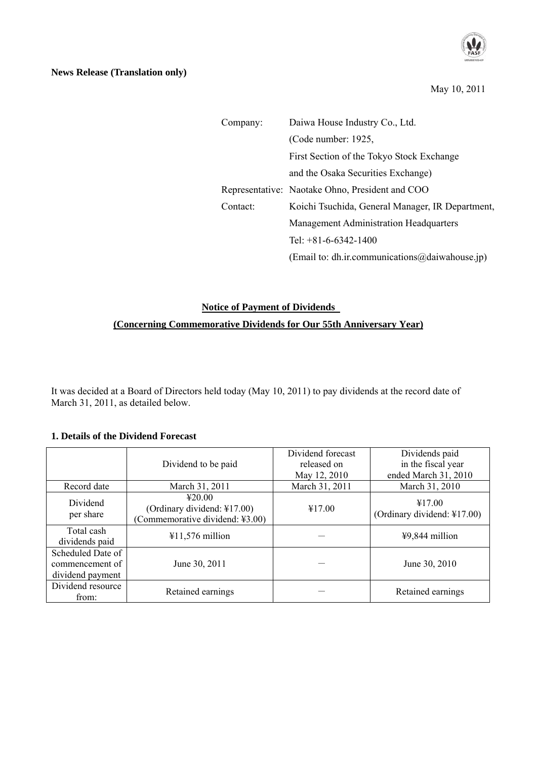**News Release (Translation only)**

May 10, 2011

| | |
|---|---|
| Company: | Daiwa House Industry Co., Ltd. |
| | (Code number: 1925, |
| | First Section of the Tokyo Stock Exchange |
| | and the Osaka Securities Exchange) |
| Representative: | Naotake Ohno, President and COO |
| Contact: | Koichi Tsuchida, General Manager, IR Department, |
| | Management Administration Headquarters |
| | Tel: +81-6-6342-1400 |
| | (Email to: dh.ir.communications@daiwahouse.jp) |

## Notice of Payment of Dividends (Concerning Commemorative Dividends for Our 55th Anniversary Year)

It was decided at a Board of Directors held today (May 10, 2011) to pay dividends at the record date of March 31, 2011, as detailed below.

### 1. Details of the Dividend Forecast

| | Dividend to be paid | Dividend forecast released on May 12, 2010 | Dividends paid in the fiscal year ended March 31, 2010 |
|---|---|---|---|
| Record date | March 31, 2011 | March 31, 2011 | March 31, 2010 |
| Dividend per share | ¥20.00 (Ordinary dividend: ¥17.00) (Commemorative dividend: ¥3.00) | ¥17.00 | ¥17.00 (Ordinary dividend: ¥17.00) |
| Total cash dividends paid | ¥11,576 million | ― | ¥9,844 million |
| Scheduled Date of commencement of dividend payment | June 30, 2011 | ― | June 30, 2010 |
| Dividend resource from: | Retained earnings | ― | Retained earnings |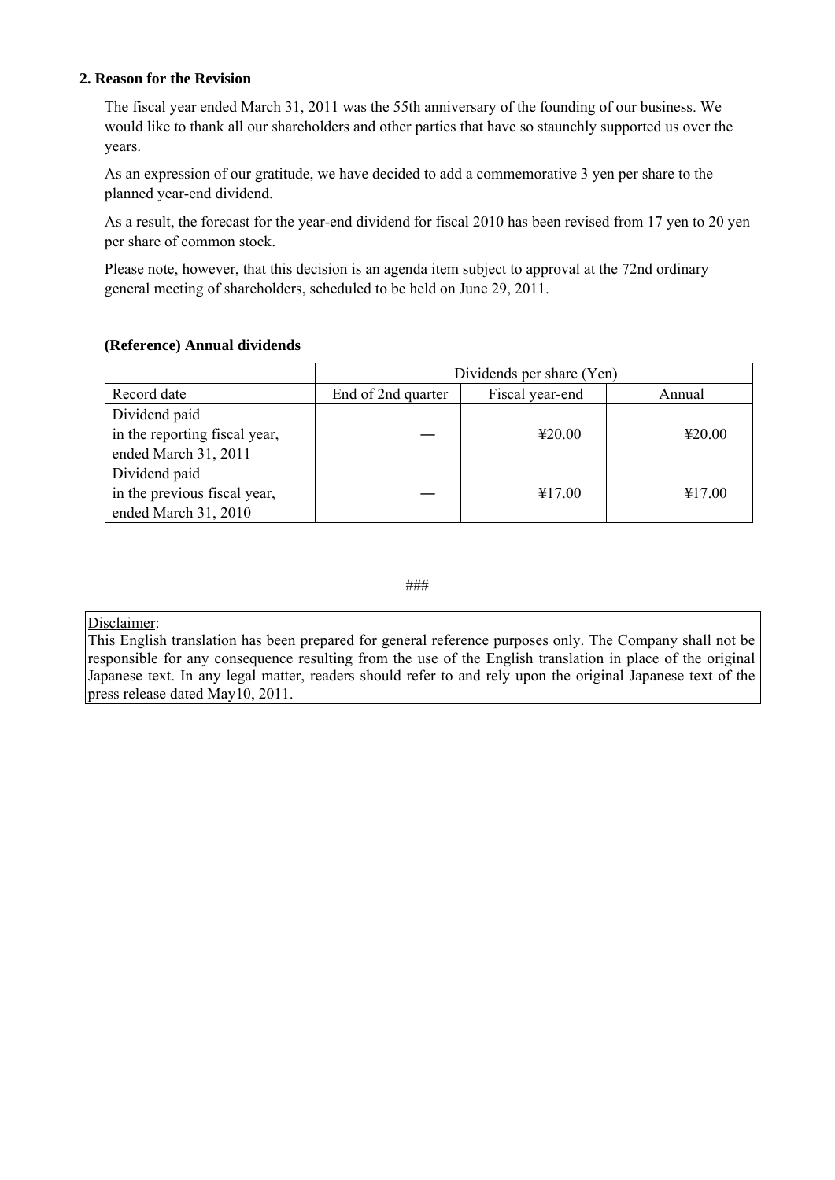## 2. Reason for the Revision

The fiscal year ended March 31, 2011 was the 55th anniversary of the founding of our business. We would like to thank all our shareholders and other parties that have so staunchly supported us over the years.

As an expression of our gratitude, we have decided to add a commemorative 3 yen per share to the planned year-end dividend.

As a result, the forecast for the year-end dividend for fiscal 2010 has been revised from 17 yen to 20 yen per share of common stock.

Please note, however, that this decision is an agenda item subject to approval at the 72nd ordinary general meeting of shareholders, scheduled to be held on June 29, 2011.

**(Reference) Annual dividends**

| | Dividends per share (Yen) | | |
|---|---|---|---|
| Record date | End of 2nd quarter | Fiscal year-end | Annual |
| Dividend paid in the reporting fiscal year, ended March 31, 2011 | — | ¥20.00 | ¥20.00 |
| Dividend paid in the previous fiscal year, ended March 31, 2010 | — | ¥17.00 | ¥17.00 |

###

Disclaimer:
This English translation has been prepared for general reference purposes only. The Company shall not be responsible for any consequence resulting from the use of the English translation in place of the original Japanese text. In any legal matter, readers should refer to and rely upon the original Japanese text of the press release dated May10, 2011.